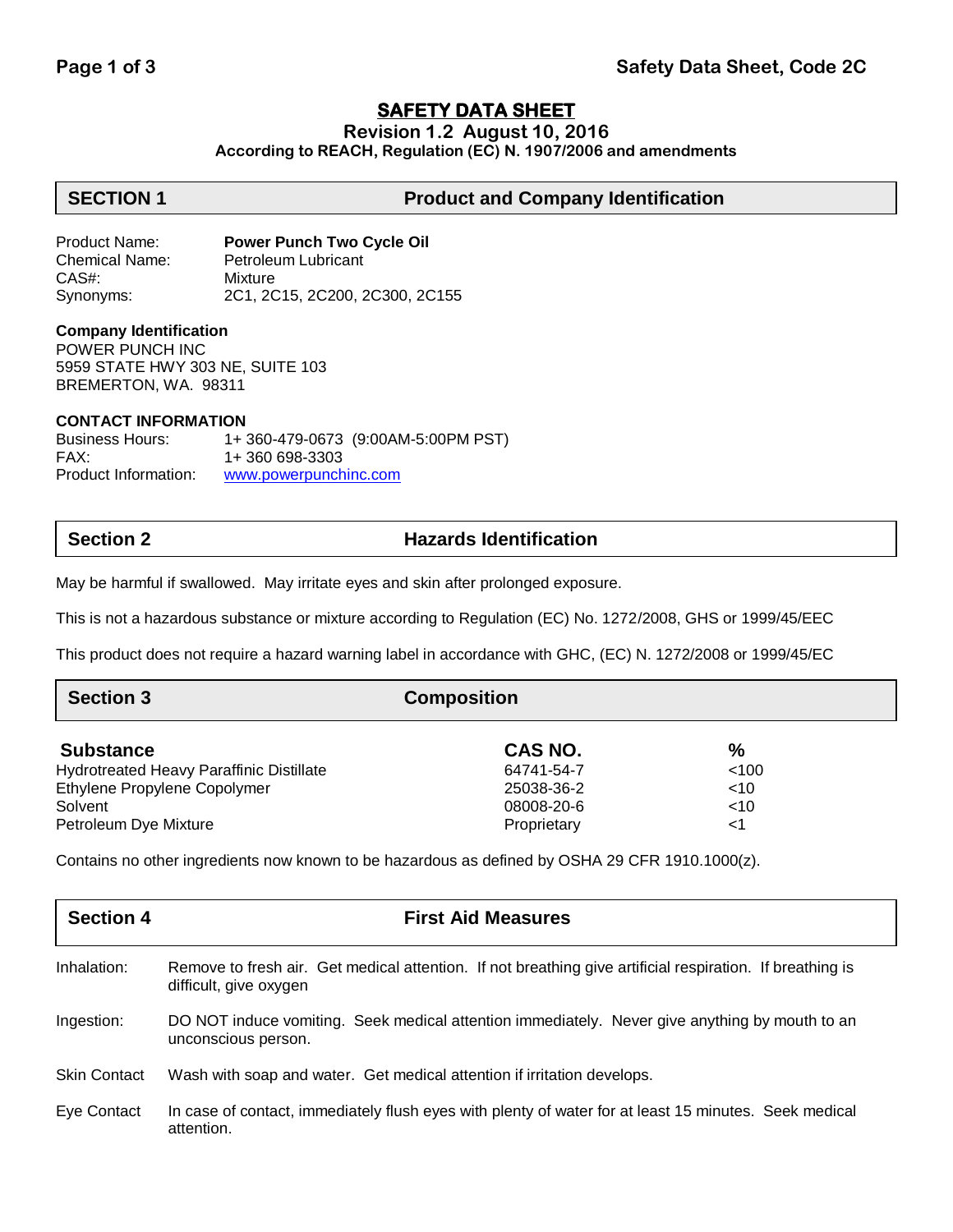# SAFETY DATA SHEET

**Revision 1.2 August 10, 2016**

**According to REACH, Regulation (EC) N. 1907/2006 and amendments**

## SECTION 1 Product and Company Identification

| | |
|---|---|
| Product Name: | **Power Punch Two Cycle Oil** |
| Chemical Name: | Petroleum Lubricant |
| CAS#: | Mixture |
| Synonyms: | 2C1, 2C15, 2C200, 2C300, 2C155 |

**Company Identification**

POWER PUNCH INC
5959 STATE HWY 303 NE, SUITE 103
BREMERTON, WA. 98311

**CONTACT INFORMATION**

| | |
|---|---|
| Business Hours: | 1+ 360-479-0673 (9:00AM-5:00PM PST) |
| FAX: | 1+ 360 698-3303 |
| Product Information: | www.powerpunchinc.com |

## Section 2 Hazards Identification

May be harmful if swallowed. May irritate eyes and skin after prolonged exposure.

This is not a hazardous substance or mixture according to Regulation (EC) No. 1272/2008, GHS or 1999/45/EEC

This product does not require a hazard warning label in accordance with GHC, (EC) N. 1272/2008 or 1999/45/EC

## Section 3 Composition

| Substance | CAS NO. | % |
|---|---|---|
| Hydrotreated Heavy Paraffinic Distillate | 64741-54-7 | <100 |
| Ethylene Propylene Copolymer | 25038-36-2 | <10 |
| Solvent | 08008-20-6 | <10 |
| Petroleum Dye Mixture | Proprietary | <1 |

Contains no other ingredients now known to be hazardous as defined by OSHA 29 CFR 1910.1000(z).

## Section 4 First Aid Measures

**Inhalation:** Remove to fresh air. Get medical attention. If not breathing give artificial respiration. If breathing is difficult, give oxygen

**Ingestion:** DO NOT induce vomiting. Seek medical attention immediately. Never give anything by mouth to an unconscious person.

**Skin Contact** Wash with soap and water. Get medical attention if irritation develops.

**Eye Contact** In case of contact, immediately flush eyes with plenty of water for at least 15 minutes. Seek medical attention.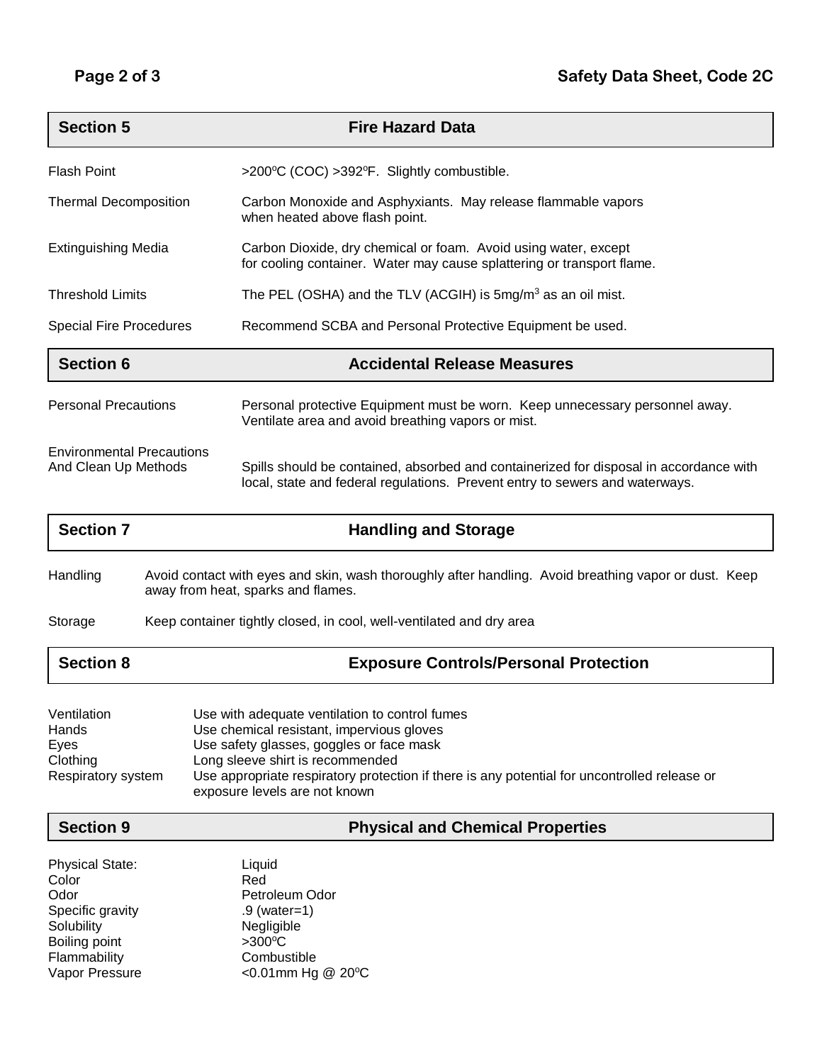## Section 5 — Fire Hazard Data

| | |
|---|---|
| Flash Point | >200ºC (COC) >392ºF. Slightly combustible. |
| Thermal Decomposition | Carbon Monoxide and Asphyxiants. May release flammable vapors when heated above flash point. |
| Extinguishing Media | Carbon Dioxide, dry chemical or foam. Avoid using water, except for cooling container. Water may cause splattering or transport flame. |
| Threshold Limits | The PEL (OSHA) and the TLV (ACGIH) is 5mg/$m^3$ as an oil mist. |
| Special Fire Procedures | Recommend SCBA and Personal Protective Equipment be used. |

## Section 6 — Accidental Release Measures

| | |
|---|---|
| Personal Precautions | Personal protective Equipment must be worn. Keep unnecessary personnel away. Ventilate area and avoid breathing vapors or mist. |
| Environmental Precautions And Clean Up Methods | Spills should be contained, absorbed and containerized for disposal in accordance with local, state and federal regulations. Prevent entry to sewers and waterways. |

## Section 7 — Handling and Storage

| | |
|---|---|
| Handling | Avoid contact with eyes and skin, wash thoroughly after handling. Avoid breathing vapor or dust. Keep away from heat, sparks and flames. |
| Storage | Keep container tightly closed, in cool, well-ventilated and dry area |

## Section 8 — Exposure Controls/Personal Protection

| | |
|---|---|
| Ventilation | Use with adequate ventilation to control fumes |
| Hands | Use chemical resistant, impervious gloves |
| Eyes | Use safety glasses, goggles or face mask |
| Clothing | Long sleeve shirt is recommended |
| Respiratory system | Use appropriate respiratory protection if there is any potential for uncontrolled release or exposure levels are not known |

## Section 9 — Physical and Chemical Properties

| | |
|---|---|
| Physical State: | Liquid |
| Color | Red |
| Odor | Petroleum Odor |
| Specific gravity | .9 (water=1) |
| Solubility | Negligible |
| Boiling point | >300ºC |
| Flammability | Combustible |
| Vapor Pressure | <0.01mm Hg @ 20ºC |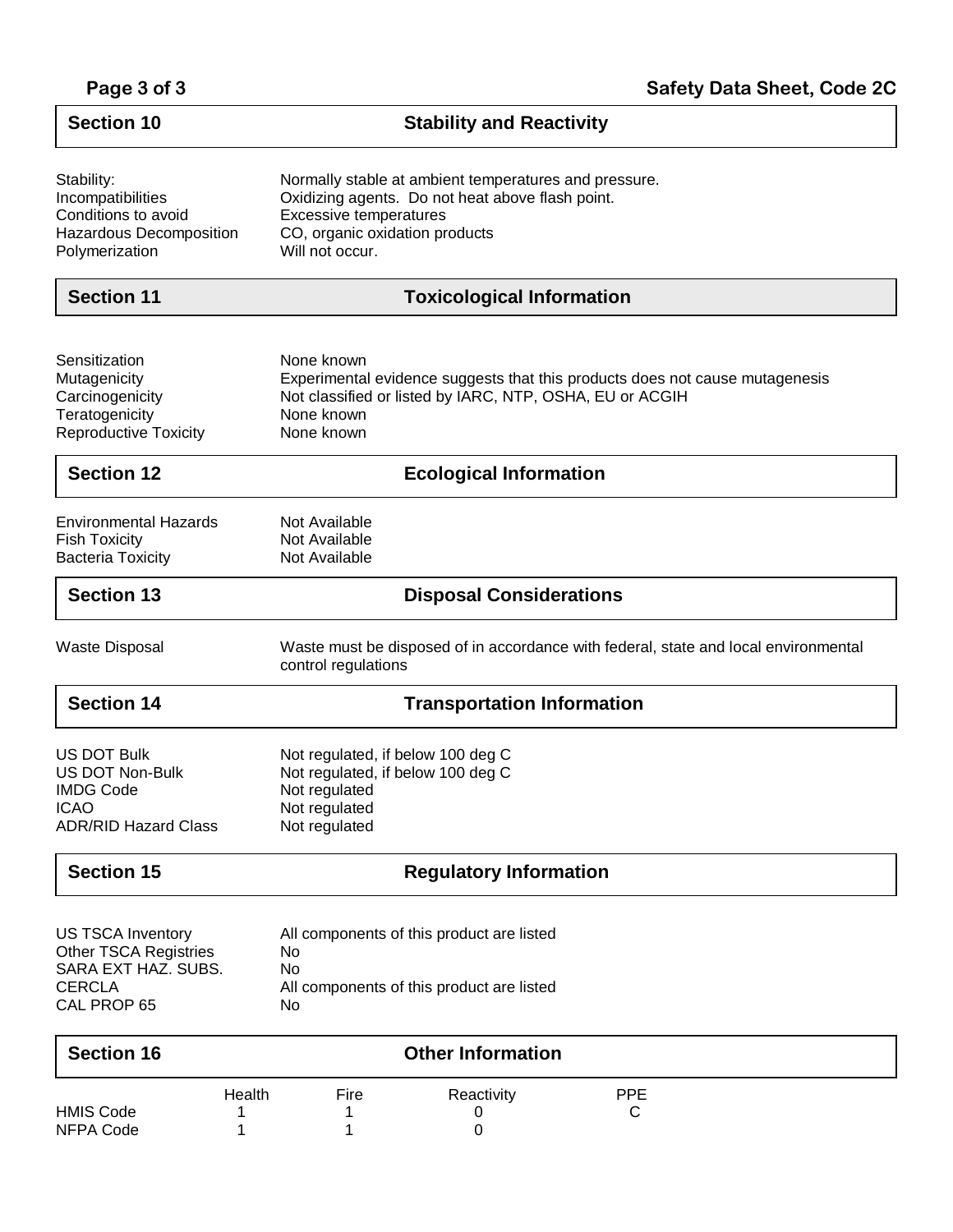## Section 10 Stability and Reactivity

| | |
|---|---|
| Stability: | Normally stable at ambient temperatures and pressure. |
| Incompatibilities | Oxidizing agents. Do not heat above flash point. |
| Conditions to avoid | Excessive temperatures |
| Hazardous Decomposition | CO, organic oxidation products |
| Polymerization | Will not occur. |

## Section 11 Toxicological Information

| | |
|---|---|
| Sensitization | None known |
| Mutagenicity | Experimental evidence suggests that this products does not cause mutagenesis |
| Carcinogenicity | Not classified or listed by IARC, NTP, OSHA, EU or ACGIH |
| Teratogenicity | None known |
| Reproductive Toxicity | None known |

## Section 12 Ecological Information

| | |
|---|---|
| Environmental Hazards | Not Available |
| Fish Toxicity | Not Available |
| Bacteria Toxicity | Not Available |

## Section 13 Disposal Considerations

| | |
|---|---|
| Waste Disposal | Waste must be disposed of in accordance with federal, state and local environmental control regulations |

## Section 14 Transportation Information

| | |
|---|---|
| US DOT Bulk | Not regulated, if below 100 deg C |
| US DOT Non-Bulk | Not regulated, if below 100 deg C |
| IMDG Code | Not regulated |
| ICAO | Not regulated |
| ADR/RID Hazard Class | Not regulated |

## Section 15 Regulatory Information

| | |
|---|---|
| US TSCA Inventory | All components of this product are listed |
| Other TSCA Registries | No |
| SARA EXT HAZ. SUBS. | No |
| CERCLA | All components of this product are listed |
| CAL PROP 65 | No |

## Section 16 Other Information

| | Health | Fire | Reactivity | PPE |
|---|---|---|---|---|
| HMIS Code | 1 | 1 | 0 | C |
| NFPA Code | 1 | 1 | 0 | |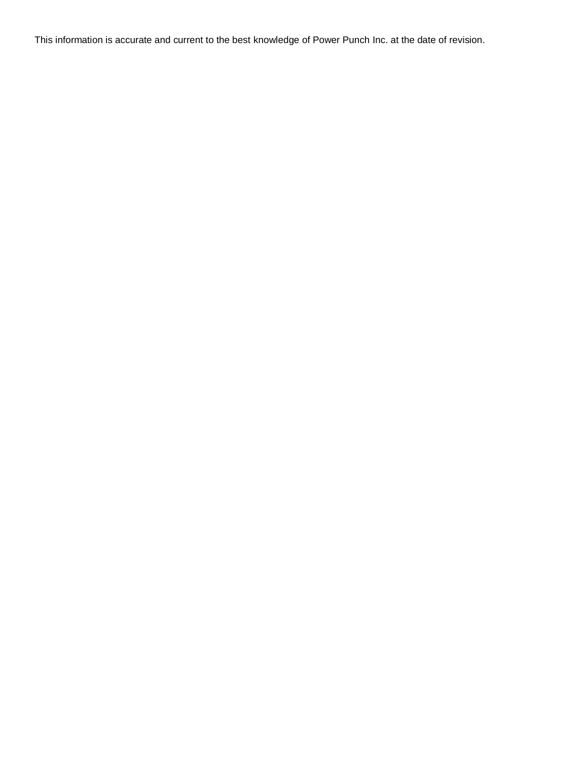This information is accurate and current to the best knowledge of Power Punch Inc. at the date of revision.